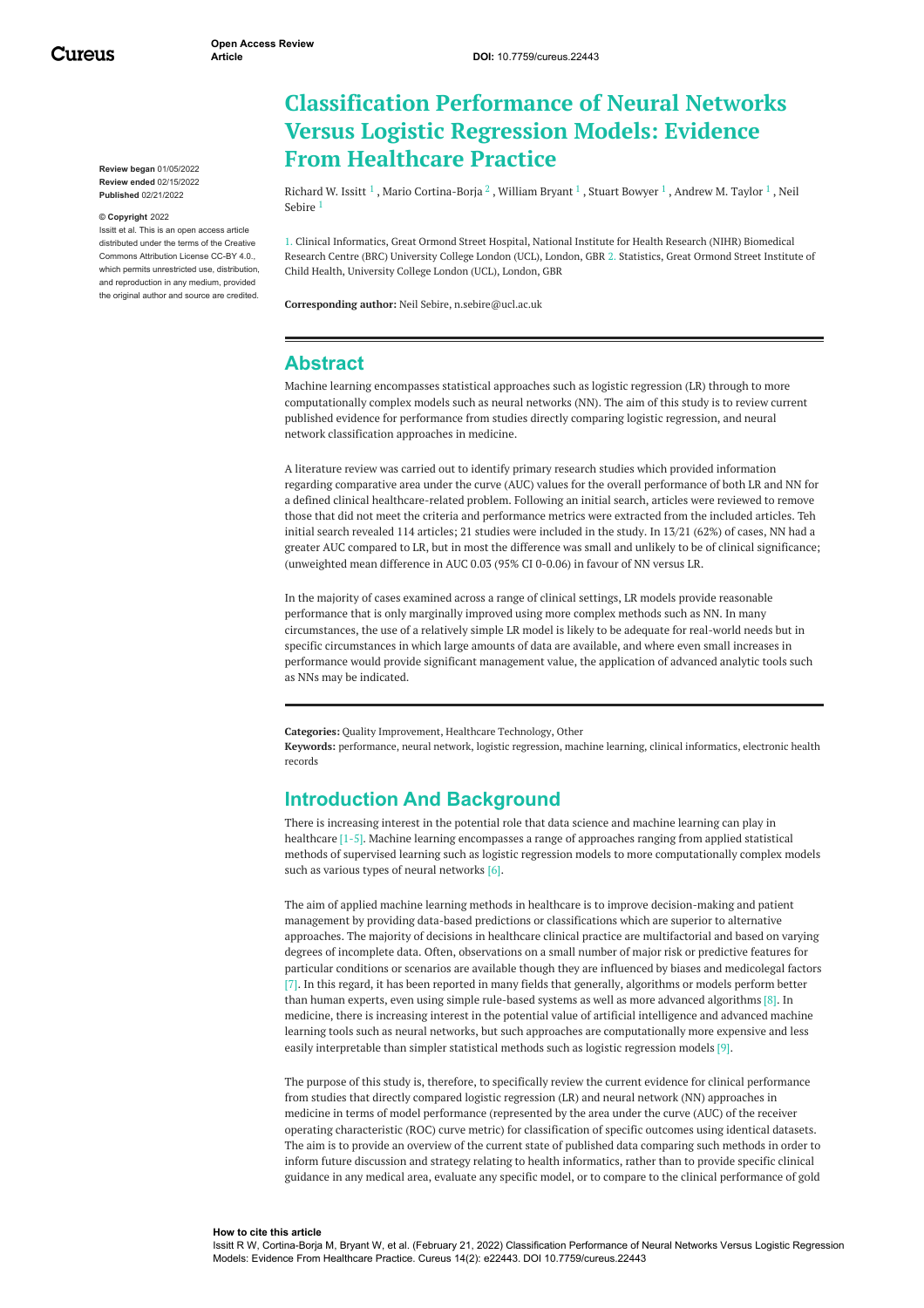Open Access Review Article

DOI: 10.7759/cureus.22443

# Classification Performance of Neural Networks Versus Logistic Regression Models: Evidence From Healthcare Practice

Richard W. Issitt [1] , Mario Cortina-Borja [2] , William Bryant [1] , Stuart Bowyer [1] , Andrew M. Taylor [1] , Neil Sebire [1]

1. Clinical Informatics, Great Ormond Street Hospital, National Institute for Health Research (NIHR) Biomedical Research Centre (BRC) University College London (UCL), London, GBR 2. Statistics, Great Ormond Street Institute of Child Health, University College London (UCL), London, GBR

**Corresponding author:** Neil Sebire, n.sebire@ucl.ac.uk

**Review began** 01/05/2022
**Review ended** 02/15/2022
**Published** 02/21/2022

**© Copyright** 2022
Issitt et al. This is an open access article distributed under the terms of the Creative Commons Attribution License CC-BY 4.0., which permits unrestricted use, distribution, and reproduction in any medium, provided the original author and source are credited.

## Abstract

Machine learning encompasses statistical approaches such as logistic regression (LR) through to more computationally complex models such as neural networks (NN). The aim of this study is to review current published evidence for performance from studies directly comparing logistic regression, and neural network classification approaches in medicine.

A literature review was carried out to identify primary research studies which provided information regarding comparative area under the curve (AUC) values for the overall performance of both LR and NN for a defined clinical healthcare-related problem. Following an initial search, articles were reviewed to remove those that did not meet the criteria and performance metrics were extracted from the included articles. Teh initial search revealed 114 articles; 21 studies were included in the study. In 13/21 (62%) of cases, NN had a greater AUC compared to LR, but in most the difference was small and unlikely to be of clinical significance; (unweighted mean difference in AUC 0.03 (95% CI 0-0.06) in favour of NN versus LR.

In the majority of cases examined across a range of clinical settings, LR models provide reasonable performance that is only marginally improved using more complex methods such as NN. In many circumstances, the use of a relatively simple LR model is likely to be adequate for real-world needs but in specific circumstances in which large amounts of data are available, and where even small increases in performance would provide significant management value, the application of advanced analytic tools such as NNs may be indicated.

**Categories:** Quality Improvement, Healthcare Technology, Other
**Keywords:** performance, neural network, logistic regression, machine learning, clinical informatics, electronic health records

## Introduction And Background

There is increasing interest in the potential role that data science and machine learning can play in healthcare [1-5]. Machine learning encompasses a range of approaches ranging from applied statistical methods of supervised learning such as logistic regression models to more computationally complex models such as various types of neural networks [6].

The aim of applied machine learning methods in healthcare is to improve decision-making and patient management by providing data-based predictions or classifications which are superior to alternative approaches. The majority of decisions in healthcare clinical practice are multifactorial and based on varying degrees of incomplete data. Often, observations on a small number of major risk or predictive features for particular conditions or scenarios are available though they are influenced by biases and medicolegal factors [7]. In this regard, it has been reported in many fields that generally, algorithms or models perform better than human experts, even using simple rule-based systems as well as more advanced algorithms [8]. In medicine, there is increasing interest in the potential value of artificial intelligence and advanced machine learning tools such as neural networks, but such approaches are computationally more expensive and less easily interpretable than simpler statistical methods such as logistic regression models [9].

The purpose of this study is, therefore, to specifically review the current evidence for clinical performance from studies that directly compared logistic regression (LR) and neural network (NN) approaches in medicine in terms of model performance (represented by the area under the curve (AUC) of the receiver operating characteristic (ROC) curve metric) for classification of specific outcomes using identical datasets. The aim is to provide an overview of the current state of published data comparing such methods in order to inform future discussion and strategy relating to health informatics, rather than to provide specific clinical guidance in any medical area, evaluate any specific model, or to compare to the clinical performance of gold

**How to cite this article**
Issitt R W, Cortina-Borja M, Bryant W, et al. (February 21, 2022) Classification Performance of Neural Networks Versus Logistic Regression Models: Evidence From Healthcare Practice. Cureus 14(2): e22443. DOI 10.7759/cureus.22443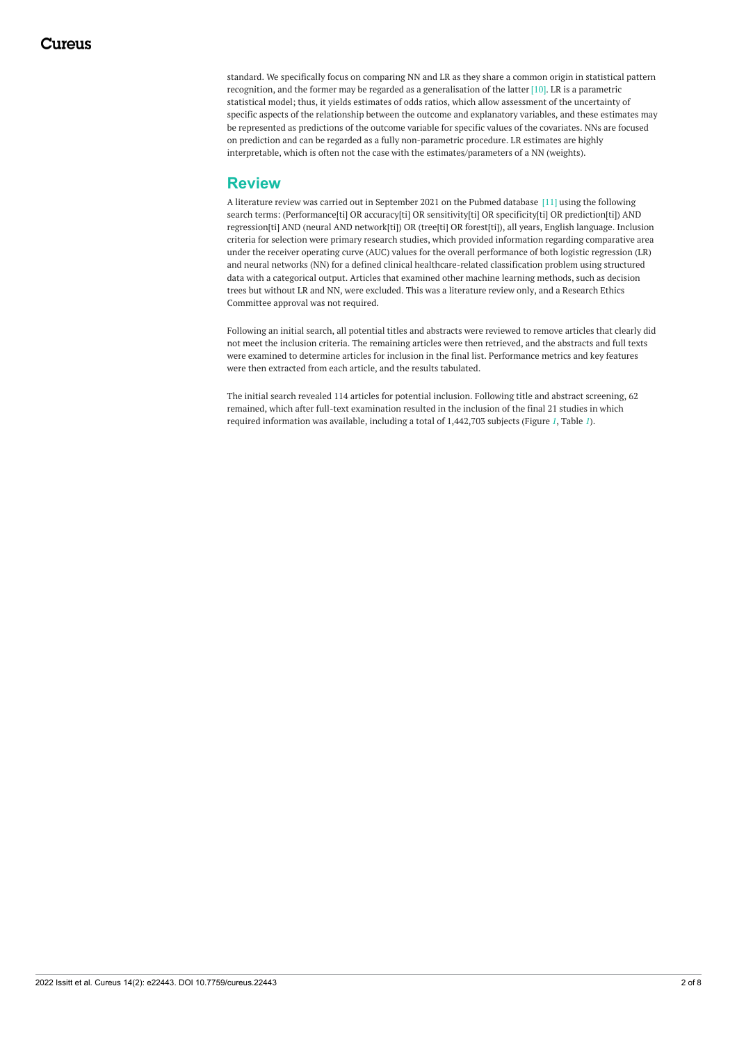standard. We specifically focus on comparing NN and LR as they share a common origin in statistical pattern recognition, and the former may be regarded as a generalisation of the latter [10]. LR is a parametric statistical model; thus, it yields estimates of odds ratios, which allow assessment of the uncertainty of specific aspects of the relationship between the outcome and explanatory variables, and these estimates may be represented as predictions of the outcome variable for specific values of the covariates. NNs are focused on prediction and can be regarded as a fully non-parametric procedure. LR estimates are highly interpretable, which is often not the case with the estimates/parameters of a NN (weights).

## Review

A literature review was carried out in September 2021 on the Pubmed database [11] using the following search terms: (Performance[ti] OR accuracy[ti] OR sensitivity[ti] OR specificity[ti] OR prediction[ti]) AND regression[ti] AND (neural AND network[ti]) OR (tree[ti] OR forest[ti]), all years, English language. Inclusion criteria for selection were primary research studies, which provided information regarding comparative area under the receiver operating curve (AUC) values for the overall performance of both logistic regression (LR) and neural networks (NN) for a defined clinical healthcare-related classification problem using structured data with a categorical output. Articles that examined other machine learning methods, such as decision trees but without LR and NN, were excluded. This was a literature review only, and a Research Ethics Committee approval was not required.

Following an initial search, all potential titles and abstracts were reviewed to remove articles that clearly did not meet the inclusion criteria. The remaining articles were then retrieved, and the abstracts and full texts were examined to determine articles for inclusion in the final list. Performance metrics and key features were then extracted from each article, and the results tabulated.

The initial search revealed 114 articles for potential inclusion. Following title and abstract screening, 62 remained, which after full-text examination resulted in the inclusion of the final 21 studies in which required information was available, including a total of 1,442,703 subjects (Figure *1*, Table *1*).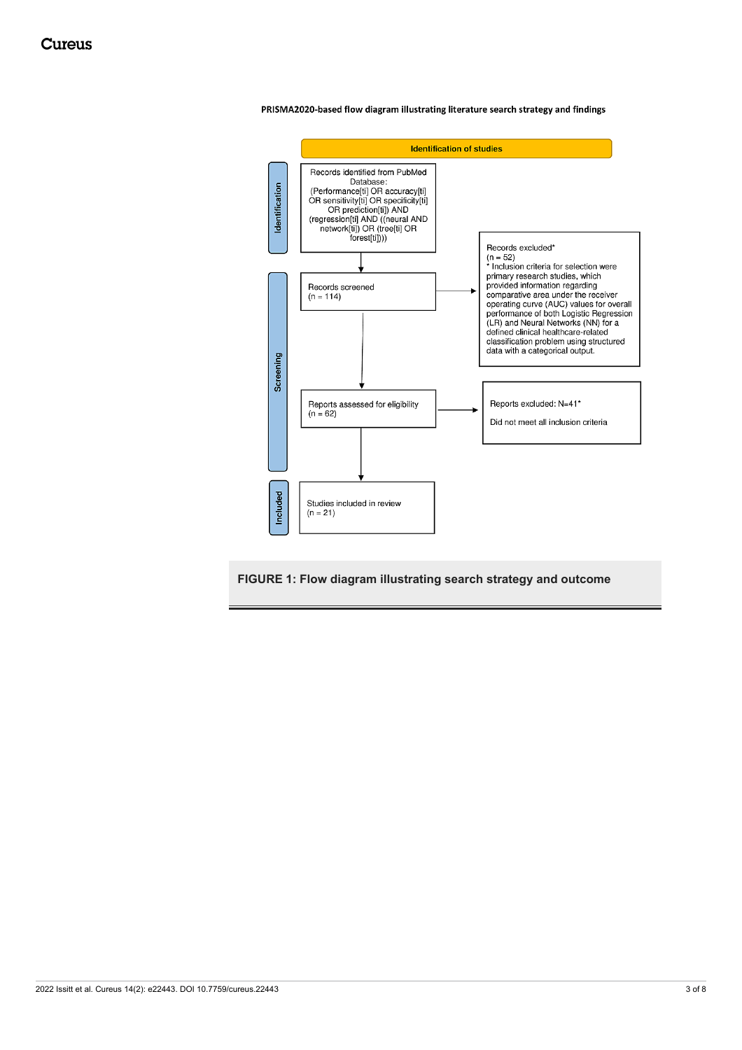PRISMA2020-based flow diagram illustrating literature search strategy and findings

**Identification of studies**

**Identification**

Records identified from PubMed Database:
(Performance[ti] OR accuracy[ti] OR sensitivity[ti] OR specificity[ti] OR prediction[ti]) AND (regression[ti] AND ((neural AND network[ti]) OR (tree[ti] OR forest[ti])))

**Screening**

Records screened
(n = 114)

Records excluded*
(n = 52)
* Inclusion criteria for selection were primary research studies, which provided information regarding comparative area under the receiver operating curve (AUC) values for overall performance of both Logistic Regression (LR) and Neural Networks (NN) for a defined clinical healthcare-related classification problem using structured data with a categorical output.

Reports assessed for eligibility
(n = 62)

Reports excluded: N=41*

Did not meet all inclusion criteria

**Included**

Studies included in review
(n = 21)

**FIGURE 1: Flow diagram illustrating search strategy and outcome**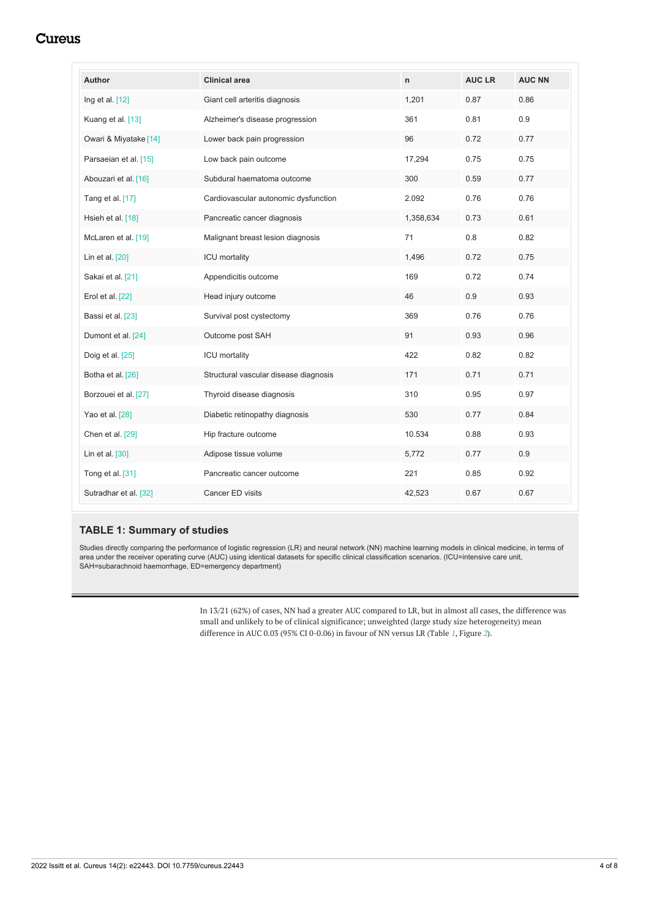| Author | Clinical area | n | AUC LR | AUC NN |
|---|---|---|---|---|
| Ing et al. [12] | Giant cell arteritis diagnosis | 1,201 | 0.87 | 0.86 |
| Kuang et al. [13] | Alzheimer's disease progression | 361 | 0.81 | 0.9 |
| Owari & Miyatake [14] | Lower back pain progression | 96 | 0.72 | 0.77 |
| Parsaeian et al. [15] | Low back pain outcome | 17,294 | 0.75 | 0.75 |
| Abouzari et al. [16] | Subdural haematoma outcome | 300 | 0.59 | 0.77 |
| Tang et al. [17] | Cardiovascular autonomic dysfunction | 2.092 | 0.76 | 0.76 |
| Hsieh et al. [18] | Pancreatic cancer diagnosis | 1,358,634 | 0.73 | 0.61 |
| McLaren et al. [19] | Malignant breast lesion diagnosis | 71 | 0.8 | 0.82 |
| Lin et al. [20] | ICU mortality | 1,496 | 0.72 | 0.75 |
| Sakai et al. [21] | Appendicitis outcome | 169 | 0.72 | 0.74 |
| Erol et al. [22] | Head injury outcome | 46 | 0.9 | 0.93 |
| Bassi et al. [23] | Survival post cystectomy | 369 | 0.76 | 0.76 |
| Dumont et al. [24] | Outcome post SAH | 91 | 0.93 | 0.96 |
| Doig et al. [25] | ICU mortality | 422 | 0.82 | 0.82 |
| Botha et al. [26] | Structural vascular disease diagnosis | 171 | 0.71 | 0.71 |
| Borzouei et al. [27] | Thyroid disease diagnosis | 310 | 0.95 | 0.97 |
| Yao et al. [28] | Diabetic retinopathy diagnosis | 530 | 0.77 | 0.84 |
| Chen et al. [29] | Hip fracture outcome | 10.534 | 0.88 | 0.93 |
| Lin et al. [30] | Adipose tissue volume | 5,772 | 0.77 | 0.9 |
| Tong et al. [31] | Pancreatic cancer outcome | 221 | 0.85 | 0.92 |
| Sutradhar et al. [32] | Cancer ED visits | 42,523 | 0.67 | 0.67 |

**TABLE 1: Summary of studies**

Studies directly comparing the performance of logistic regression (LR) and neural network (NN) machine learning models in clinical medicine, in terms of area under the receiver operating curve (AUC) using identical datasets for specific clinical classification scenarios. (ICU=intensive care unit, SAH=subarachnoid haemorrhage, ED=emergency department)

In 13/21 (62%) of cases, NN had a greater AUC compared to LR, but in almost all cases, the difference was small and unlikely to be of clinical significance; unweighted (large study size heterogeneity) mean difference in AUC 0.03 (95% CI 0-0.06) in favour of NN versus LR (Table 1, Figure 2).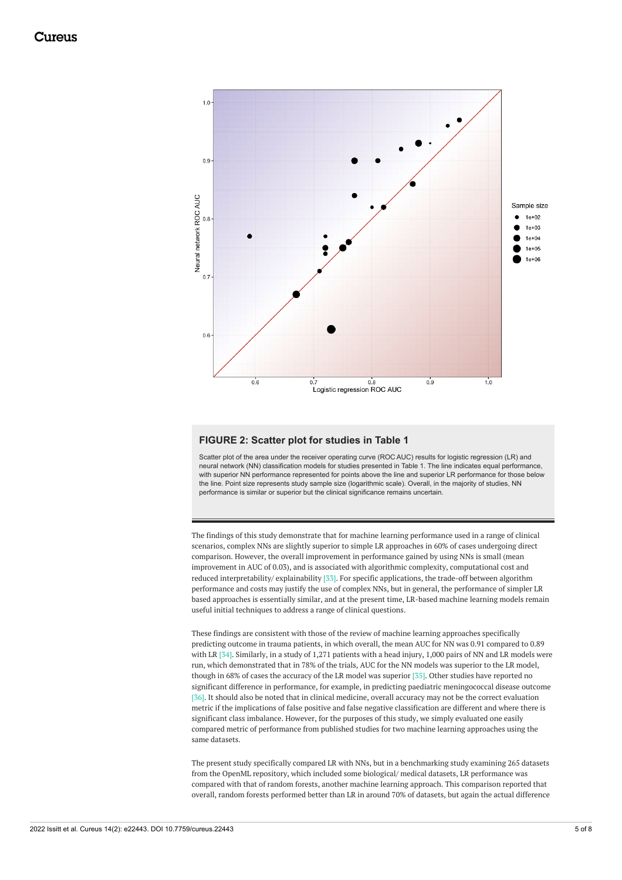**FIGURE 2: Scatter plot for studies in Table 1**

Scatter plot of the area under the receiver operating curve (ROC AUC) results for logistic regression (LR) and neural network (NN) classification models for studies presented in Table 1. The line indicates equal performance, with superior NN performance represented for points above the line and superior LR performance for those below the line. Point size represents study sample size (logarithmic scale). Overall, in the majority of studies, NN performance is similar or superior but the clinical significance remains uncertain.

The findings of this study demonstrate that for machine learning performance used in a range of clinical scenarios, complex NNs are slightly superior to simple LR approaches in 60% of cases undergoing direct comparison. However, the overall improvement in performance gained by using NNs is small (mean improvement in AUC of 0.03), and is associated with algorithmic complexity, computational cost and reduced interpretability/ explainability [33]. For specific applications, the trade-off between algorithm performance and costs may justify the use of complex NNs, but in general, the performance of simpler LR based approaches is essentially similar, and at the present time, LR-based machine learning models remain useful initial techniques to address a range of clinical questions.

These findings are consistent with those of the review of machine learning approaches specifically predicting outcome in trauma patients, in which overall, the mean AUC for NN was 0.91 compared to 0.89 with LR [34]. Similarly, in a study of 1,271 patients with a head injury, 1,000 pairs of NN and LR models were run, which demonstrated that in 78% of the trials, AUC for the NN models was superior to the LR model, though in 68% of cases the accuracy of the LR model was superior [35]. Other studies have reported no significant difference in performance, for example, in predicting paediatric meningococcal disease outcome [36]. It should also be noted that in clinical medicine, overall accuracy may not be the correct evaluation metric if the implications of false positive and false negative classification are different and where there is significant class imbalance. However, for the purposes of this study, we simply evaluated one easily compared metric of performance from published studies for two machine learning approaches using the same datasets.

The present study specifically compared LR with NNs, but in a benchmarking study examining 265 datasets from the OpenML repository, which included some biological/ medical datasets, LR performance was compared with that of random forests, another machine learning approach. This comparison reported that overall, random forests performed better than LR in around 70% of datasets, but again the actual difference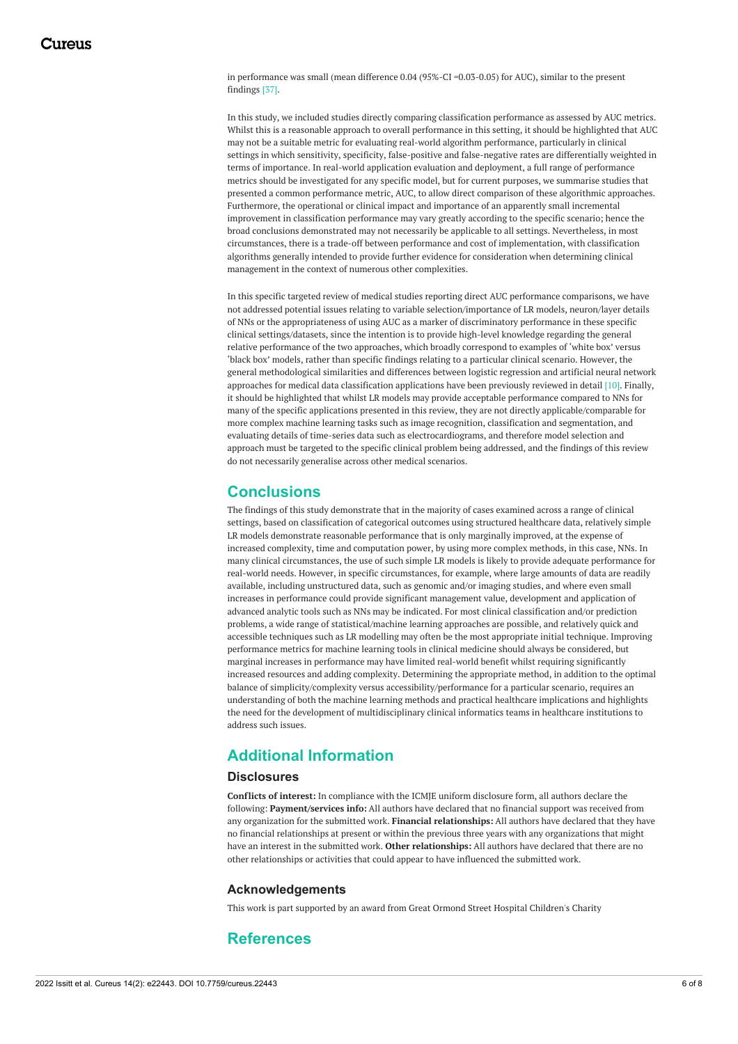in performance was small (mean difference 0.04 (95%-CI =0.03-0.05) for AUC), similar to the present findings [37].

In this study, we included studies directly comparing classification performance as assessed by AUC metrics. Whilst this is a reasonable approach to overall performance in this setting, it should be highlighted that AUC may not be a suitable metric for evaluating real-world algorithm performance, particularly in clinical settings in which sensitivity, specificity, false-positive and false-negative rates are differentially weighted in terms of importance. In real-world application evaluation and deployment, a full range of performance metrics should be investigated for any specific model, but for current purposes, we summarise studies that presented a common performance metric, AUC, to allow direct comparison of these algorithmic approaches. Furthermore, the operational or clinical impact and importance of an apparently small incremental improvement in classification performance may vary greatly according to the specific scenario; hence the broad conclusions demonstrated may not necessarily be applicable to all settings. Nevertheless, in most circumstances, there is a trade-off between performance and cost of implementation, with classification algorithms generally intended to provide further evidence for consideration when determining clinical management in the context of numerous other complexities.

In this specific targeted review of medical studies reporting direct AUC performance comparisons, we have not addressed potential issues relating to variable selection/importance of LR models, neuron/layer details of NNs or the appropriateness of using AUC as a marker of discriminatory performance in these specific clinical settings/datasets, since the intention is to provide high-level knowledge regarding the general relative performance of the two approaches, which broadly correspond to examples of 'white box' versus 'black box' models, rather than specific findings relating to a particular clinical scenario. However, the general methodological similarities and differences between logistic regression and artificial neural network approaches for medical data classification applications have been previously reviewed in detail [10]. Finally, it should be highlighted that whilst LR models may provide acceptable performance compared to NNs for many of the specific applications presented in this review, they are not directly applicable/comparable for more complex machine learning tasks such as image recognition, classification and segmentation, and evaluating details of time-series data such as electrocardiograms, and therefore model selection and approach must be targeted to the specific clinical problem being addressed, and the findings of this review do not necessarily generalise across other medical scenarios.

## Conclusions

The findings of this study demonstrate that in the majority of cases examined across a range of clinical settings, based on classification of categorical outcomes using structured healthcare data, relatively simple LR models demonstrate reasonable performance that is only marginally improved, at the expense of increased complexity, time and computation power, by using more complex methods, in this case, NNs. In many clinical circumstances, the use of such simple LR models is likely to provide adequate performance for real-world needs. However, in specific circumstances, for example, where large amounts of data are readily available, including unstructured data, such as genomic and/or imaging studies, and where even small increases in performance could provide significant management value, development and application of advanced analytic tools such as NNs may be indicated. For most clinical classification and/or prediction problems, a wide range of statistical/machine learning approaches are possible, and relatively quick and accessible techniques such as LR modelling may often be the most appropriate initial technique. Improving performance metrics for machine learning tools in clinical medicine should always be considered, but marginal increases in performance may have limited real-world benefit whilst requiring significantly increased resources and adding complexity. Determining the appropriate method, in addition to the optimal balance of simplicity/complexity versus accessibility/performance for a particular scenario, requires an understanding of both the machine learning methods and practical healthcare implications and highlights the need for the development of multidisciplinary clinical informatics teams in healthcare institutions to address such issues.

## Additional Information

### Disclosures

**Conflicts of interest:** In compliance with the ICMJE uniform disclosure form, all authors declare the following: **Payment/services info:** All authors have declared that no financial support was received from any organization for the submitted work. **Financial relationships:** All authors have declared that they have no financial relationships at present or within the previous three years with any organizations that might have an interest in the submitted work. **Other relationships:** All authors have declared that there are no other relationships or activities that could appear to have influenced the submitted work.

### Acknowledgements

This work is part supported by an award from Great Ormond Street Hospital Children's Charity

## References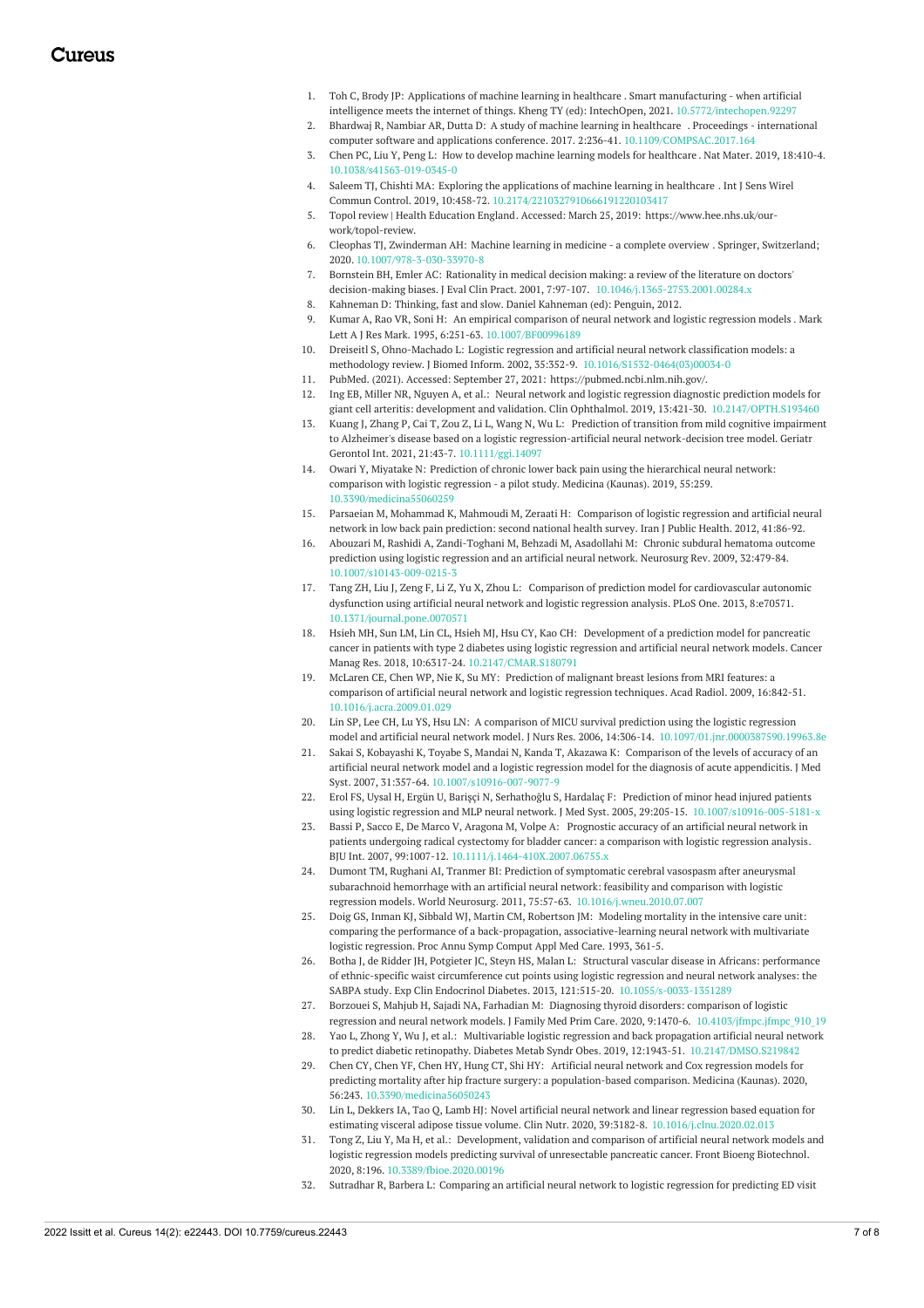1. Toh C, Brody JP: Applications of machine learning in healthcare . Smart manufacturing - when artificial intelligence meets the internet of things. Kheng TY (ed): IntechOpen, 2021. 10.5772/intechopen.92297
2. Bhardwaj R, Nambiar AR, Dutta D: A study of machine learning in healthcare . Proceedings - international computer software and applications conference. 2017. 2:236-41. 10.1109/COMPSAC.2017.164
3. Chen PC, Liu Y, Peng L: How to develop machine learning models for healthcare . Nat Mater. 2019, 18:410-4. 10.1038/s41563-019-0345-0
4. Saleem TJ, Chishti MA: Exploring the applications of machine learning in healthcare . Int J Sens Wirel Commun Control. 2019, 10:458-72. 10.2174/2210327910666191220103417
5. Topol review | Health Education England. Accessed: March 25, 2019: https://www.hee.nhs.uk/our-work/topol-review.
6. Cleophas TJ, Zwinderman AH: Machine learning in medicine - a complete overview . Springer, Switzerland; 2020. 10.1007/978-3-030-33970-8
7. Bornstein BH, Emler AC: Rationality in medical decision making: a review of the literature on doctors' decision-making biases. J Eval Clin Pract. 2001, 7:97-107. 10.1046/j.1365-2753.2001.00284.x
8. Kahneman D: Thinking, fast and slow. Daniel Kahneman (ed): Penguin, 2012.
9. Kumar A, Rao VR, Soni H: An empirical comparison of neural network and logistic regression models . Mark Lett A J Res Mark. 1995, 6:251-63. 10.1007/BF00996189
10. Dreiseitl S, Ohno-Machado L: Logistic regression and artificial neural network classification models: a methodology review. J Biomed Inform. 2002, 35:352-9. 10.1016/S1532-0464(03)00034-0
11. PubMed. (2021). Accessed: September 27, 2021: https://pubmed.ncbi.nlm.nih.gov/.
12. Ing EB, Miller NR, Nguyen A, et al.: Neural network and logistic regression diagnostic prediction models for giant cell arteritis: development and validation. Clin Ophthalmol. 2019, 13:421-30. 10.2147/OPTH.S193460
13. Kuang J, Zhang P, Cai T, Zou Z, Li L, Wang N, Wu L: Prediction of transition from mild cognitive impairment to Alzheimer's disease based on a logistic regression-artificial neural network-decision tree model. Geriatr Gerontol Int. 2021, 21:43-7. 10.1111/ggi.14097
14. Owari Y, Miyatake N: Prediction of chronic lower back pain using the hierarchical neural network: comparison with logistic regression - a pilot study. Medicina (Kaunas). 2019, 55:259. 10.3390/medicina55060259
15. Parsaeian M, Mohammad K, Mahmoudi M, Zeraati H: Comparison of logistic regression and artificial neural network in low back pain prediction: second national health survey. Iran J Public Health. 2012, 41:86-92.
16. Abouzari M, Rashidi A, Zandi-Toghani M, Behzadi M, Asadollahi M: Chronic subdural hematoma outcome prediction using logistic regression and an artificial neural network. Neurosurg Rev. 2009, 32:479-84. 10.1007/s10143-009-0215-3
17. Tang ZH, Liu J, Zeng F, Li Z, Yu X, Zhou L: Comparison of prediction model for cardiovascular autonomic dysfunction using artificial neural network and logistic regression analysis. PLoS One. 2013, 8:e70571. 10.1371/journal.pone.0070571
18. Hsieh MH, Sun LM, Lin CL, Hsieh MJ, Hsu CY, Kao CH: Development of a prediction model for pancreatic cancer in patients with type 2 diabetes using logistic regression and artificial neural network models. Cancer Manag Res. 2018, 10:6317-24. 10.2147/CMAR.S180791
19. McLaren CE, Chen WP, Nie K, Su MY: Prediction of malignant breast lesions from MRI features: a comparison of artificial neural network and logistic regression techniques. Acad Radiol. 2009, 16:842-51. 10.1016/j.acra.2009.01.029
20. Lin SP, Lee CH, Lu YS, Hsu LN: A comparison of MICU survival prediction using the logistic regression model and artificial neural network model. J Nurs Res. 2006, 14:306-14. 10.1097/01.jnr.0000387590.19963.8e
21. Sakai S, Kobayashi K, Toyabe S, Mandai N, Kanda T, Akazawa K: Comparison of the levels of accuracy of an artificial neural network model and a logistic regression model for the diagnosis of acute appendicitis. J Med Syst. 2007, 31:357-64. 10.1007/s10916-007-9077-9
22. Erol FS, Uysal H, Ergün U, Barişçi N, Serhathoğlu S, Hardalaç F: Prediction of minor head injured patients using logistic regression and MLP neural network. J Med Syst. 2005, 29:205-15. 10.1007/s10916-005-5181-x
23. Bassi P, Sacco E, De Marco V, Aragona M, Volpe A: Prognostic accuracy of an artificial neural network in patients undergoing radical cystectomy for bladder cancer: a comparison with logistic regression analysis. BJU Int. 2007, 99:1007-12. 10.1111/j.1464-410X.2007.06755.x
24. Dumont TM, Rughani AI, Tranmer BI: Prediction of symptomatic cerebral vasospasm after aneurysmal subarachnoid hemorrhage with an artificial neural network: feasibility and comparison with logistic regression models. World Neurosurg. 2011, 75:57-63. 10.1016/j.wneu.2010.07.007
25. Doig GS, Inman KJ, Sibbald WJ, Martin CM, Robertson JM: Modeling mortality in the intensive care unit: comparing the performance of a back-propagation, associative-learning neural network with multivariate logistic regression. Proc Annu Symp Comput Appl Med Care. 1993, 361-5.
26. Botha J, de Ridder JH, Potgieter JC, Steyn HS, Malan L: Structural vascular disease in Africans: performance of ethnic-specific waist circumference cut points using logistic regression and neural network analyses: the SABPA study. Exp Clin Endocrinol Diabetes. 2013, 121:515-20. 10.1055/s-0033-1351289
27. Borzouei S, Mahjub H, Sajadi NA, Farhadian M: Diagnosing thyroid disorders: comparison of logistic regression and neural network models. J Family Med Prim Care. 2020, 9:1470-6. 10.4103/jfmpc.jfmpc_910_19
28. Yao L, Zhong Y, Wu J, et al.: Multivariable logistic regression and back propagation artificial neural network to predict diabetic retinopathy. Diabetes Metab Syndr Obes. 2019, 12:1943-51. 10.2147/DMSO.S219842
29. Chen CY, Chen YF, Chen HY, Hung CT, Shi HY: Artificial neural network and Cox regression models for predicting mortality after hip fracture surgery: a population-based comparison. Medicina (Kaunas). 2020, 56:243. 10.3390/medicina56050243
30. Lin L, Dekkers IA, Tao Q, Lamb HJ: Novel artificial neural network and linear regression based equation for estimating visceral adipose tissue volume. Clin Nutr. 2020, 39:3182-8. 10.1016/j.clnu.2020.02.013
31. Tong Z, Liu Y, Ma H, et al.: Development, validation and comparison of artificial neural network models and logistic regression models predicting survival of unresectable pancreatic cancer. Front Bioeng Biotechnol. 2020, 8:196. 10.3389/fbioe.2020.00196
32. Sutradhar R, Barbera L: Comparing an artificial neural network to logistic regression for predicting ED visit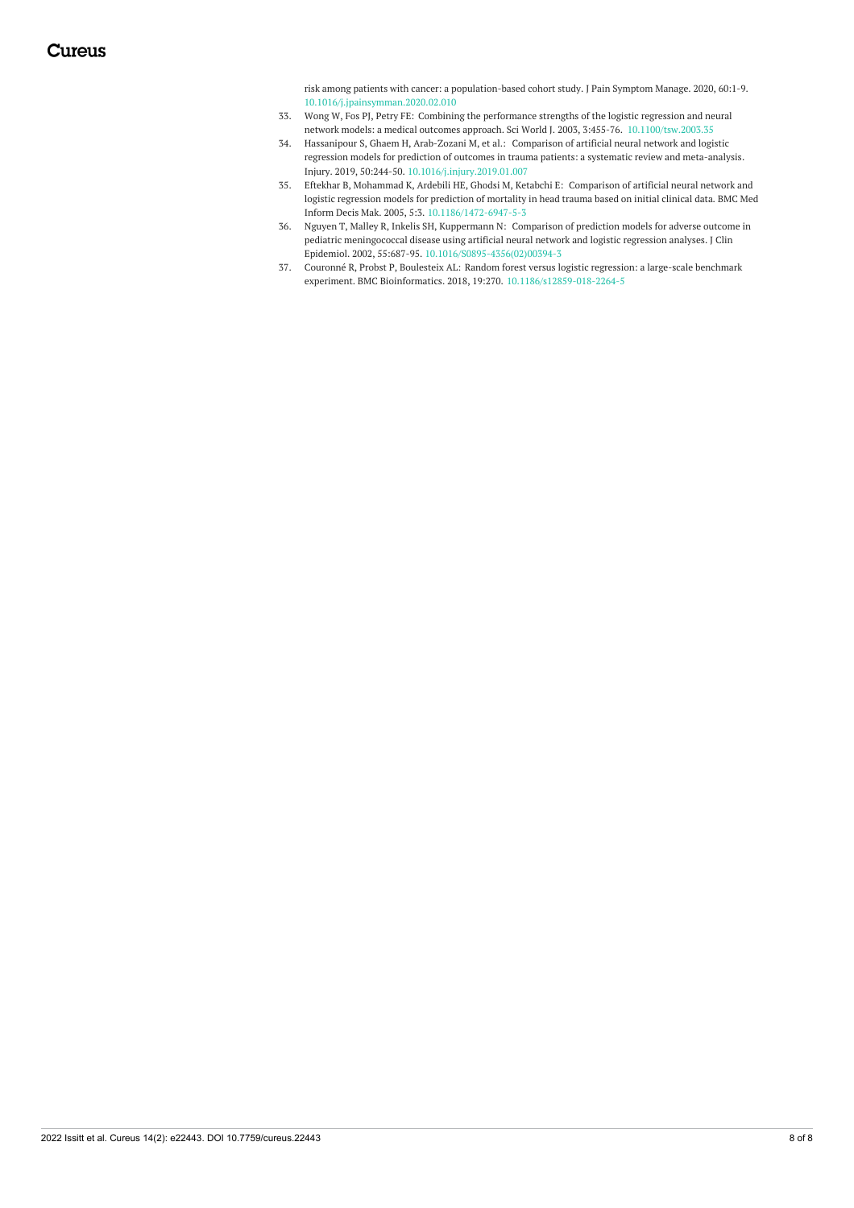risk among patients with cancer: a population-based cohort study. J Pain Symptom Manage. 2020, 60:1-9. 10.1016/j.jpainsymman.2020.02.010

33. Wong W, Fos PJ, Petry FE: Combining the performance strengths of the logistic regression and neural network models: a medical outcomes approach. Sci World J. 2003, 3:455-76. 10.1100/tsw.2003.35
34. Hassanipour S, Ghaem H, Arab-Zozani M, et al.: Comparison of artificial neural network and logistic regression models for prediction of outcomes in trauma patients: a systematic review and meta-analysis. Injury. 2019, 50:244-50. 10.1016/j.injury.2019.01.007
35. Eftekhar B, Mohammad K, Ardebili HE, Ghodsi M, Ketabchi E: Comparison of artificial neural network and logistic regression models for prediction of mortality in head trauma based on initial clinical data. BMC Med Inform Decis Mak. 2005, 5:3. 10.1186/1472-6947-5-3
36. Nguyen T, Malley R, Inkelis SH, Kuppermann N: Comparison of prediction models for adverse outcome in pediatric meningococcal disease using artificial neural network and logistic regression analyses. J Clin Epidemiol. 2002, 55:687-95. 10.1016/S0895-4356(02)00394-3
37. Couronné R, Probst P, Boulesteix AL: Random forest versus logistic regression: a large-scale benchmark experiment. BMC Bioinformatics. 2018, 19:270. 10.1186/s12859-018-2264-5